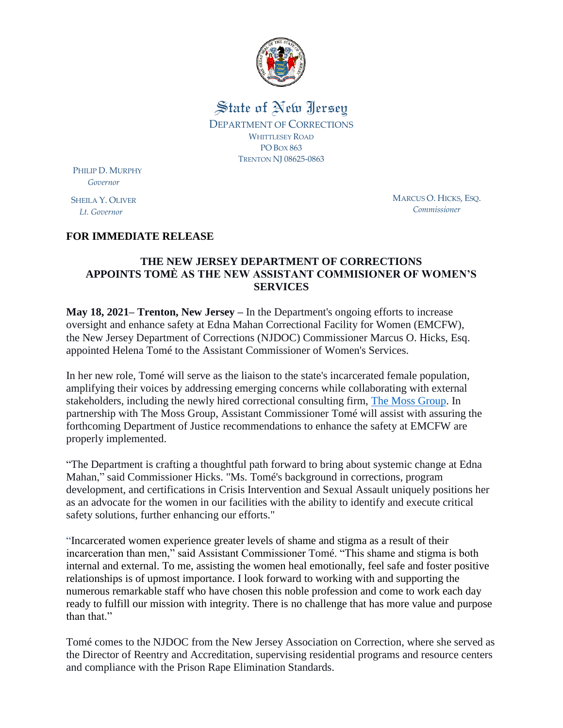State of New Jersey

DEPARTMENT OF CORRECTIONS
WHITTLESEY ROAD
PO BOX 863
TRENTON NJ 08625-0863

PHILIP D. MURPHY
*Governor*

SHEILA Y. OLIVER
*Lt. Governor*

MARCUS O. HICKS, ESQ.
*Commissioner*

**FOR IMMEDIATE RELEASE**

## THE NEW JERSEY DEPARTMENT OF CORRECTIONS APPOINTS TOMÈ AS THE NEW ASSISTANT COMMISIONER OF WOMEN'S SERVICES

**May 18, 2021– Trenton, New Jersey –** In the Department's ongoing efforts to increase oversight and enhance safety at Edna Mahan Correctional Facility for Women (EMCFW), the New Jersey Department of Corrections (NJDOC) Commissioner Marcus O. Hicks, Esq. appointed Helena Tomé to the Assistant Commissioner of Women's Services.

In her new role, Tomé will serve as the liaison to the state's incarcerated female population, amplifying their voices by addressing emerging concerns while collaborating with external stakeholders, including the newly hired correctional consulting firm, [The Moss Group](). In partnership with The Moss Group, Assistant Commissioner Tomé will assist with assuring the forthcoming Department of Justice recommendations to enhance the safety at EMCFW are properly implemented.

"The Department is crafting a thoughtful path forward to bring about systemic change at Edna Mahan," said Commissioner Hicks. "Ms. Tomé's background in corrections, program development, and certifications in Crisis Intervention and Sexual Assault uniquely positions her as an advocate for the women in our facilities with the ability to identify and execute critical safety solutions, further enhancing our efforts."

"Incarcerated women experience greater levels of shame and stigma as a result of their incarceration than men," said Assistant Commissioner Tomé. "This shame and stigma is both internal and external. To me, assisting the women heal emotionally, feel safe and foster positive relationships is of upmost importance. I look forward to working with and supporting the numerous remarkable staff who have chosen this noble profession and come to work each day ready to fulfill our mission with integrity. There is no challenge that has more value and purpose than that."

Tomé comes to the NJDOC from the New Jersey Association on Correction, where she served as the Director of Reentry and Accreditation, supervising residential programs and resource centers and compliance with the Prison Rape Elimination Standards.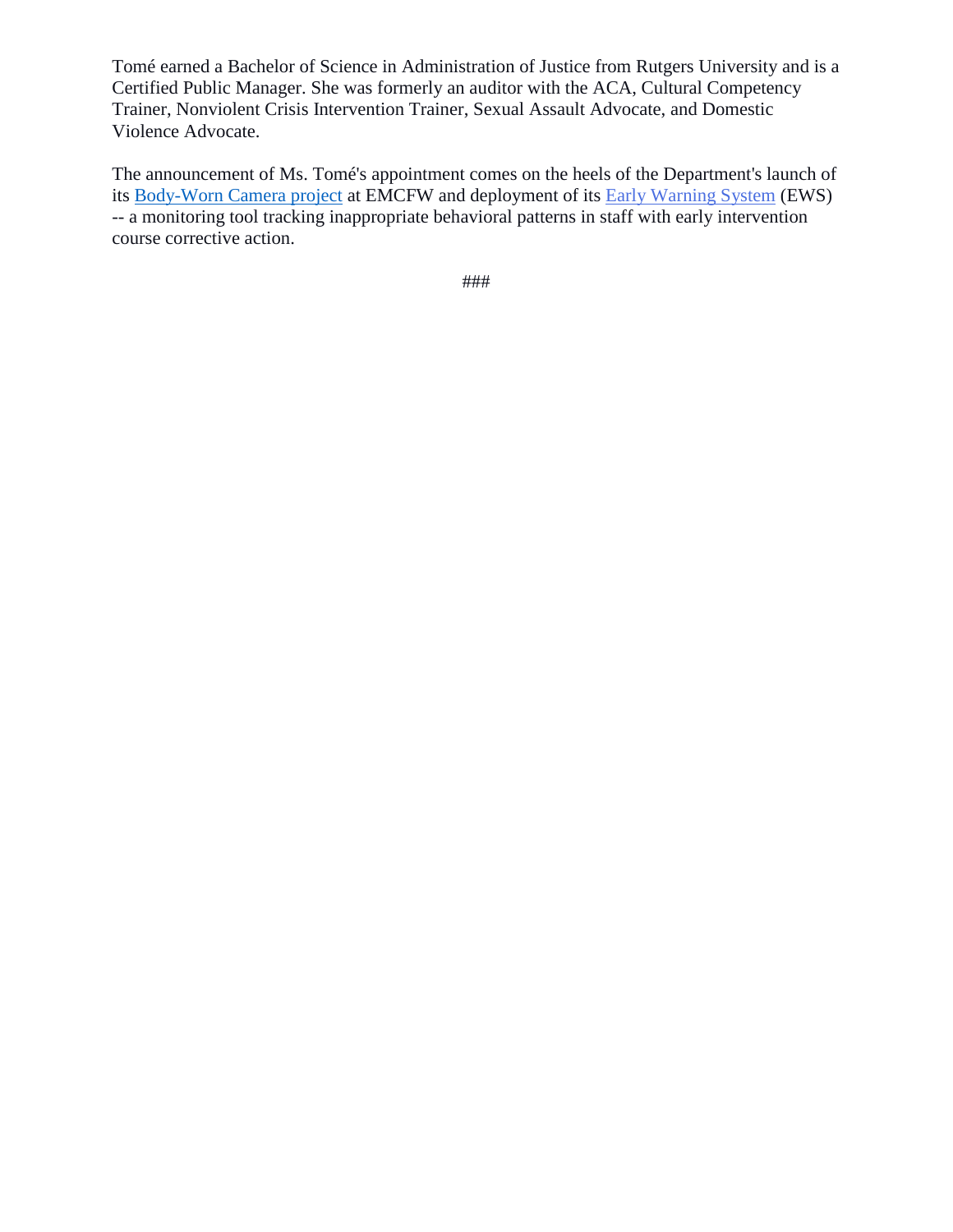Tomé earned a Bachelor of Science in Administration of Justice from Rutgers University and is a Certified Public Manager. She was formerly an auditor with the ACA, Cultural Competency Trainer, Nonviolent Crisis Intervention Trainer, Sexual Assault Advocate, and Domestic Violence Advocate.

The announcement of Ms. Tomé's appointment comes on the heels of the Department's launch of its Body-Worn Camera project at EMCFW and deployment of its Early Warning System (EWS) -- a monitoring tool tracking inappropriate behavioral patterns in staff with early intervention course corrective action.

###